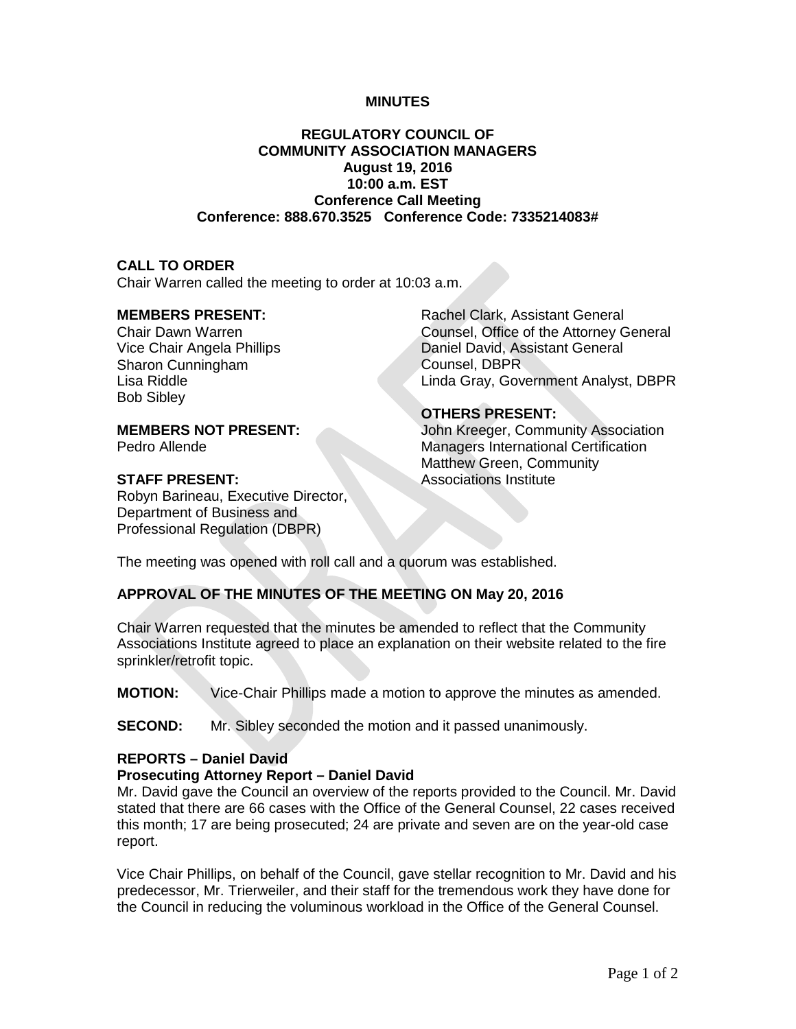**MINUTES**

**REGULATORY COUNCIL OF COMMUNITY ASSOCIATION MANAGERS**
**August 19, 2016**
**10:00 a.m. EST**
**Conference Call Meeting**
**Conference: 888.670.3525 Conference Code: 7335214083#**

**CALL TO ORDER**
Chair Warren called the meeting to order at 10:03 a.m.

**MEMBERS PRESENT:**
Chair Dawn Warren
Vice Chair Angela Phillips
Sharon Cunningham
Lisa Riddle
Bob Sibley

**MEMBERS NOT PRESENT:**
Pedro Allende

**STAFF PRESENT:**
Robyn Barineau, Executive Director, Department of Business and Professional Regulation (DBPR)
Rachel Clark, Assistant General Counsel, Office of the Attorney General
Daniel David, Assistant General Counsel, DBPR
Linda Gray, Government Analyst, DBPR

**OTHERS PRESENT:**
John Kreeger, Community Association Managers International Certification
Matthew Green, Community Associations Institute

The meeting was opened with roll call and a quorum was established.

**APPROVAL OF THE MINUTES OF THE MEETING ON May 20, 2016**

Chair Warren requested that the minutes be amended to reflect that the Community Associations Institute agreed to place an explanation on their website related to the fire sprinkler/retrofit topic.

**MOTION:** Vice-Chair Phillips made a motion to approve the minutes as amended.

**SECOND:** Mr. Sibley seconded the motion and it passed unanimously.

**REPORTS – Daniel David**
**Prosecuting Attorney Report – Daniel David**
Mr. David gave the Council an overview of the reports provided to the Council. Mr. David stated that there are 66 cases with the Office of the General Counsel, 22 cases received this month; 17 are being prosecuted; 24 are private and seven are on the year-old case report.

Vice Chair Phillips, on behalf of the Council, gave stellar recognition to Mr. David and his predecessor, Mr. Trierweiler, and their staff for the tremendous work they have done for the Council in reducing the voluminous workload in the Office of the General Counsel.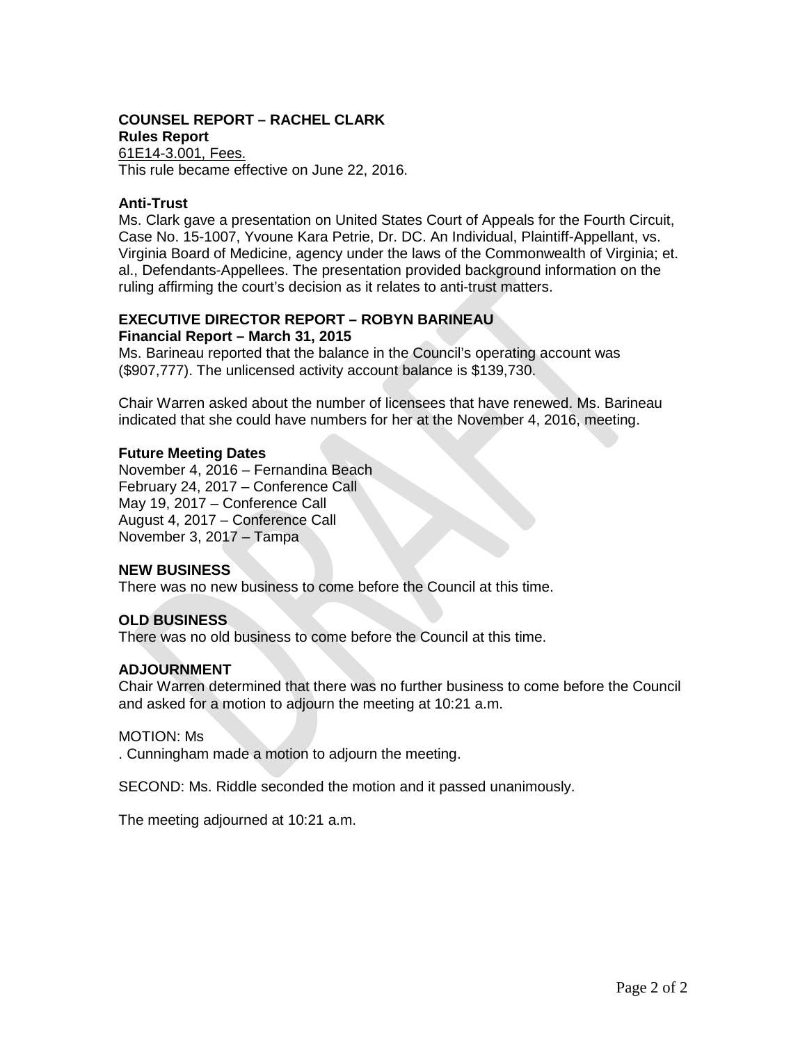## COUNSEL REPORT – RACHEL CLARK

**Rules Report**

61E14-3.001, Fees.

This rule became effective on June 22, 2016.

**Anti-Trust**

Ms. Clark gave a presentation on United States Court of Appeals for the Fourth Circuit, Case No. 15-1007, Yvoune Kara Petrie, Dr. DC. An Individual, Plaintiff-Appellant, vs. Virginia Board of Medicine, agency under the laws of the Commonwealth of Virginia; et. al., Defendants-Appellees. The presentation provided background information on the ruling affirming the court's decision as it relates to anti-trust matters.

## EXECUTIVE DIRECTOR REPORT – ROBYN BARINEAU

**Financial Report – March 31, 2015**

Ms. Barineau reported that the balance in the Council's operating account was ($907,777). The unlicensed activity account balance is $139,730.

Chair Warren asked about the number of licensees that have renewed. Ms. Barineau indicated that she could have numbers for her at the November 4, 2016, meeting.

**Future Meeting Dates**

November 4, 2016 – Fernandina Beach
February 24, 2017 – Conference Call
May 19, 2017 – Conference Call
August 4, 2017 – Conference Call
November 3, 2017 – Tampa

## NEW BUSINESS

There was no new business to come before the Council at this time.

## OLD BUSINESS

There was no old business to come before the Council at this time.

## ADJOURNMENT

Chair Warren determined that there was no further business to come before the Council and asked for a motion to adjourn the meeting at 10:21 a.m.

MOTION: Ms
. Cunningham made a motion to adjourn the meeting.

SECOND: Ms. Riddle seconded the motion and it passed unanimously.

The meeting adjourned at 10:21 a.m.